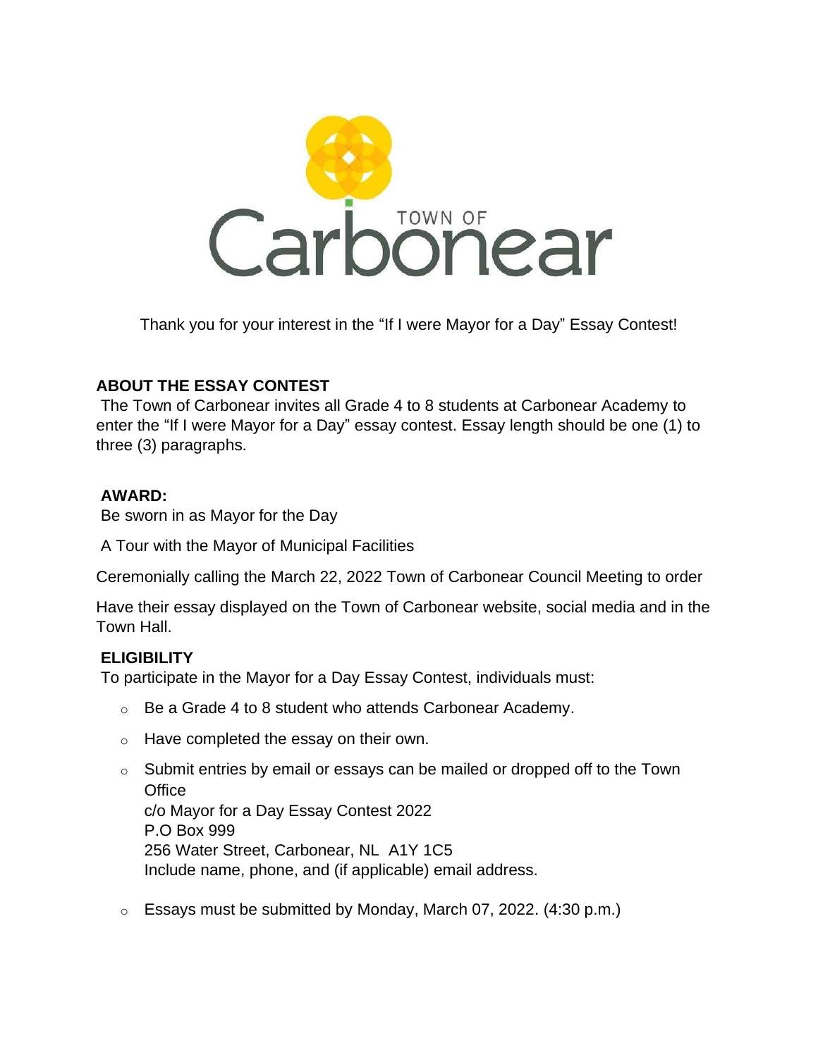TOWN OF Carbonear

Thank you for your interest in the "If I were Mayor for a Day" Essay Contest!

**ABOUT THE ESSAY CONTEST**

The Town of Carbonear invites all Grade 4 to 8 students at Carbonear Academy to enter the "If I were Mayor for a Day" essay contest. Essay length should be one (1) to three (3) paragraphs.

**AWARD:**

Be sworn in as Mayor for the Day

A Tour with the Mayor of Municipal Facilities

Ceremonially calling the March 22, 2022 Town of Carbonear Council Meeting to order

Have their essay displayed on the Town of Carbonear website, social media and in the Town Hall.

**ELIGIBILITY**

To participate in the Mayor for a Day Essay Contest, individuals must:

- Be a Grade 4 to 8 student who attends Carbonear Academy.
- Have completed the essay on their own.
- Submit entries by email or essays can be mailed or dropped off to the Town Office
  c/o Mayor for a Day Essay Contest 2022
  P.O Box 999
  256 Water Street, Carbonear, NL A1Y 1C5
  Include name, phone, and (if applicable) email address.
- Essays must be submitted by Monday, March 07, 2022. (4:30 p.m.)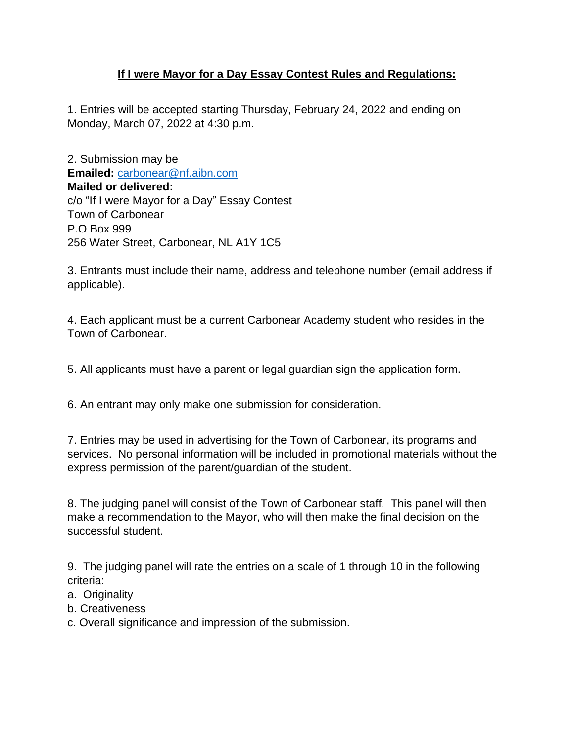## If I were Mayor for a Day Essay Contest Rules and Regulations:

1. Entries will be accepted starting Thursday, February 24, 2022 and ending on Monday, March 07, 2022 at 4:30 p.m.

2. Submission may be
**Emailed:** carbonear@nf.aibn.com
**Mailed or delivered:**
c/o "If I were Mayor for a Day" Essay Contest
Town of Carbonear
P.O Box 999
256 Water Street, Carbonear, NL A1Y 1C5

3. Entrants must include their name, address and telephone number (email address if applicable).

4. Each applicant must be a current Carbonear Academy student who resides in the Town of Carbonear.

5. All applicants must have a parent or legal guardian sign the application form.

6. An entrant may only make one submission for consideration.

7. Entries may be used in advertising for the Town of Carbonear, its programs and services. No personal information will be included in promotional materials without the express permission of the parent/guardian of the student.

8. The judging panel will consist of the Town of Carbonear staff. This panel will then make a recommendation to the Mayor, who will then make the final decision on the successful student.

9. The judging panel will rate the entries on a scale of 1 through 10 in the following criteria:
a. Originality
b. Creativeness
c. Overall significance and impression of the submission.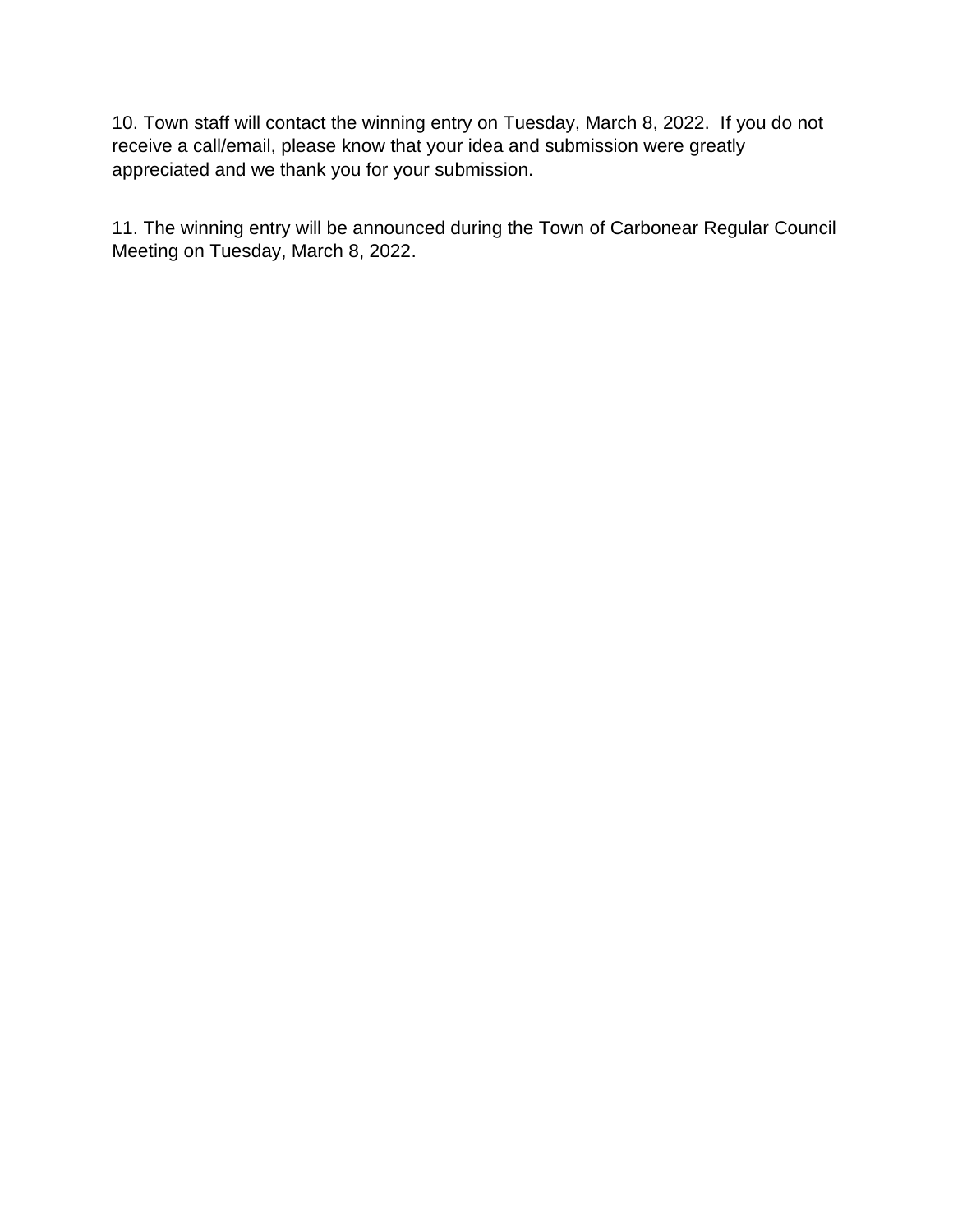10. Town staff will contact the winning entry on Tuesday, March 8, 2022. If you do not receive a call/email, please know that your idea and submission were greatly appreciated and we thank you for your submission.

11. The winning entry will be announced during the Town of Carbonear Regular Council Meeting on Tuesday, March 8, 2022.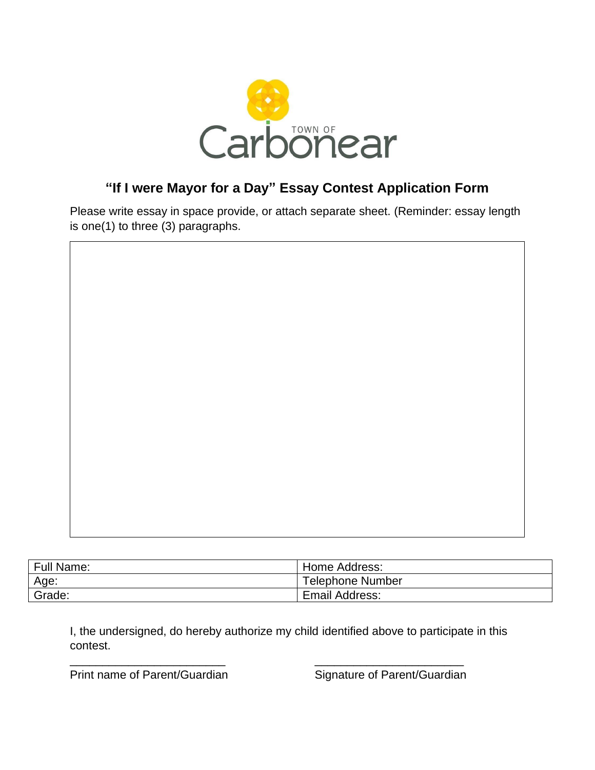TOWN OF Carbonear

## "If I were Mayor for a Day" Essay Contest Application Form

Please write essay in space provide, or attach separate sheet. (Reminder: essay length is one(1) to three (3) paragraphs.

| | |
|---|---|
| Full Name: | Home Address: |
| Age: | Telephone Number |
| Grade: | Email Address: |

I, the undersigned, do hereby authorize my child identified above to participate in this contest.

________________________ Print name of Parent/Guardian

________________________ Signature of Parent/Guardian